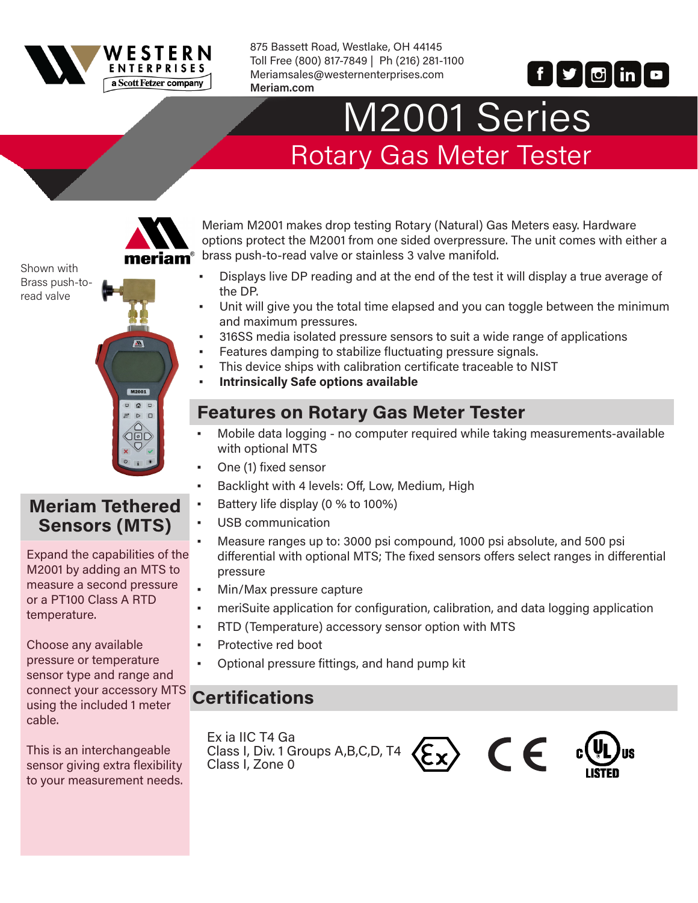WESTERN ENTERPRISES
a Scott Fetzer company

875 Bassett Road, Westlake, OH 44145
Toll Free (800) 817-7849 | Ph (216) 281-1100
Meriamsales@westernenterprises.com
**Meriam.com**

# M2001 Series

## Rotary Gas Meter Tester

meriam®

Shown with Brass push-to-read valve

Meriam M2001 makes drop testing Rotary (Natural) Gas Meters easy. Hardware options protect the M2001 from one sided overpressure. The unit comes with either a brass push-to-read valve or stainless 3 valve manifold.

- Displays live DP reading and at the end of the test it will display a true average of the DP.
- Unit will give you the total time elapsed and you can toggle between the minimum and maximum pressures.
- 316SS media isolated pressure sensors to suit a wide range of applications
- Features damping to stabilize fluctuating pressure signals.
- This device ships with calibration certificate traceable to NIST
- **Intrinsically Safe options available**

## Features on Rotary Gas Meter Tester

- Mobile data logging - no computer required while taking measurements-available with optional MTS
- One (1) fixed sensor
- Backlight with 4 levels: Off, Low, Medium, High
- Battery life display (0 % to 100%)
- USB communication
- Measure ranges up to: 3000 psi compound, 1000 psi absolute, and 500 psi differential with optional MTS; The fixed sensors offers select ranges in differential pressure
- Min/Max pressure capture
- meriSuite application for configuration, calibration, and data logging application
- RTD (Temperature) accessory sensor option with MTS
- Protective red boot
- Optional pressure fittings, and hand pump kit

## Meriam Tethered Sensors (MTS)

Expand the capabilities of the M2001 by adding an MTS to measure a second pressure or a PT100 Class A RTD temperature.

Choose any available pressure or temperature sensor type and range and connect your accessory MTS using the included 1 meter cable.

This is an interchangeable sensor giving extra flexibility to your measurement needs.

## Certifications

Ex ia IIC T4 Ga
Class I, Div. 1 Groups A,B,C,D, T4
Class I, Zone 0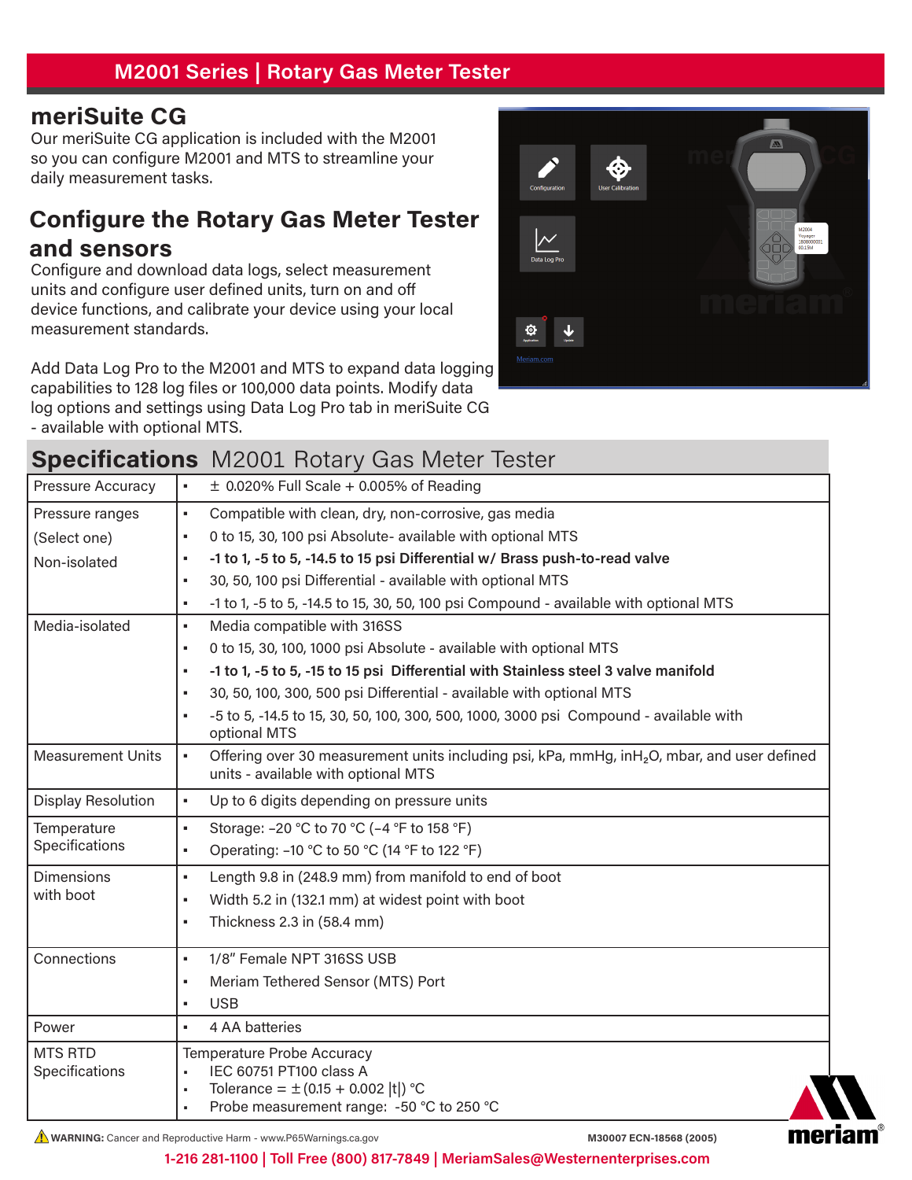## M2001 Series | Rotary Gas Meter Tester

## meriSuite CG

Our meriSuite CG application is included with the M2001 so you can configure M2001 and MTS to streamline your daily measurement tasks.

## Configure the Rotary Gas Meter Tester and sensors

Configure and download data logs, select measurement units and configure user defined units, turn on and off device functions, and calibrate your device using your local measurement standards.

Add Data Log Pro to the M2001 and MTS to expand data logging capabilities to 128 log files or 100,000 data points. Modify data log options and settings using Data Log Pro tab in meriSuite CG - available with optional MTS.

## Specifications M2001 Rotary Gas Meter Tester

| | |
|---|---|
| Pressure Accuracy | • ± 0.020% Full Scale + 0.005% of Reading |
| Pressure ranges (Select one) Non-isolated | • Compatible with clean, dry, non-corrosive, gas media<br>• 0 to 15, 30, 100 psi Absolute- available with optional MTS<br>• **-1 to 1, -5 to 5, -14.5 to 15 psi Differential w/ Brass push-to-read valve**<br>• 30, 50, 100 psi Differential - available with optional MTS<br>• -1 to 1, -5 to 5, -14.5 to 15, 30, 50, 100 psi Compound - available with optional MTS |
| Media-isolated | • Media compatible with 316SS<br>• 0 to 15, 30, 100, 1000 psi Absolute - available with optional MTS<br>• **-1 to 1, -5 to 5, -15 to 15 psi Differential with Stainless steel 3 valve manifold**<br>• 30, 50, 100, 300, 500 psi Differential - available with optional MTS<br>• -5 to 5, -14.5 to 15, 30, 50, 100, 300, 500, 1000, 3000 psi Compound - available with optional MTS |
| Measurement Units | • Offering over 30 measurement units including psi, kPa, mmHg, in$H_2O$, mbar, and user defined units - available with optional MTS |
| Display Resolution | • Up to 6 digits depending on pressure units |
| Temperature Specifications | • Storage: –20 °C to 70 °C (–4 °F to 158 °F)<br>• Operating: –10 °C to 50 °C (14 °F to 122 °F) |
| Dimensions with boot | • Length 9.8 in (248.9 mm) from manifold to end of boot<br>• Width 5.2 in (132.1 mm) at widest point with boot<br>• Thickness 2.3 in (58.4 mm) |
| Connections | • 1/8" Female NPT 316SS USB<br>• Meriam Tethered Sensor (MTS) Port<br>• USB |
| Power | • 4 AA batteries |
| MTS RTD Specifications | Temperature Probe Accuracy<br>• IEC 60751 PT100 class A<br>• Tolerance = ± (0.15 + 0.002 \|t\|) °C<br>• Probe measurement range: -50 °C to 250 °C |

**WARNING:** Cancer and Reproductive Harm - www.P65Warnings.ca.gov

M30007 ECN-18568 (2005)

1-216 281-1100 | Toll Free (800) 817-7849 | MeriamSales@Westernenterprises.com